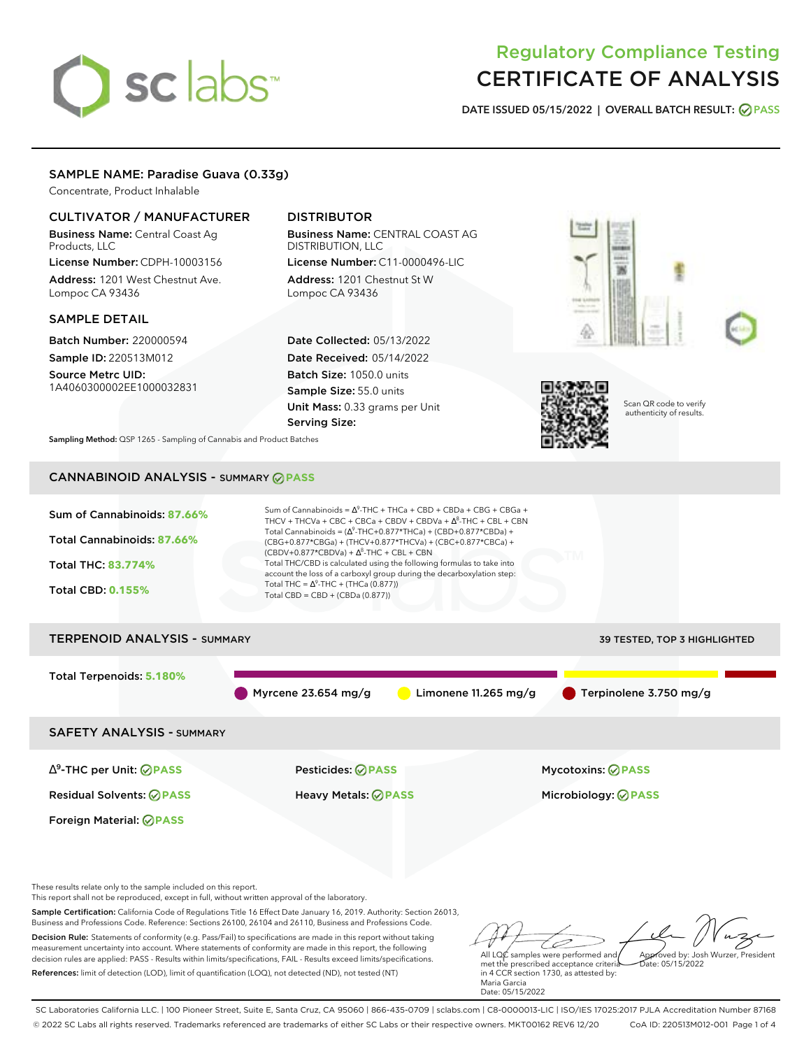# Regulatory Compliance Testing
# CERTIFICATE OF ANALYSIS

**DATE ISSUED 05/15/2022 | OVERALL BATCH RESULT: PASS**

## SAMPLE NAME: Paradise Guava (0.33g)

Concentrate, Product Inhalable

### CULTIVATOR / MANUFACTURER

**Business Name:** Central Coast Ag Products, LLC

**License Number:** CDPH-10003156

**Address:** 1201 West Chestnut Ave. Lompoc CA 93436

### DISTRIBUTOR

**Business Name:** CENTRAL COAST AG DISTRIBUTION, LLC

**License Number:** C11-0000496-LIC

**Address:** 1201 Chestnut St W Lompoc CA 93436

### SAMPLE DETAIL

**Batch Number:** 220000594

**Sample ID:** 220513M012

**Source Metrc UID:** 1A4060300002EE1000032831

**Date Collected:** 05/13/2022

**Date Received:** 05/14/2022

**Batch Size:** 1050.0 units

**Sample Size:** 55.0 units

**Unit Mass:** 0.33 grams per Unit

**Serving Size:**

Scan QR code to verify authenticity of results.

**Sampling Method:** QSP 1265 - Sampling of Cannabis and Product Batches

## CANNABINOID ANALYSIS - SUMMARY PASS

**Sum of Cannabinoids: 87.66%**

**Total Cannabinoids: 87.66%**

**Total THC: 83.774%**

**Total CBD: 0.155%**

Sum of Cannabinoids = $\Delta^9$-THC + THCa + CBD + CBDa + CBG + CBGa + THCV + THCVa + CBC + CBCa + CBDV + CBDVa + $\Delta^8$-THC + CBL + CBN

Total Cannabinoids = ($\Delta^9$-THC+0.877*THCa) + (CBD+0.877*CBDa) + (CBG+0.877*CBGa) + (THCV+0.877*THCVa) + (CBC+0.877*CBCa) + (CBDV+0.877*CBDVa) + $\Delta^8$-THC + CBL + CBN

Total THC/CBD is calculated using the following formulas to take into account the loss of a carboxyl group during the decarboxylation step:

Total THC = $\Delta^9$-THC + (THCa (0.877))

Total CBD = CBD + (CBDa (0.877))

## TERPENOID ANALYSIS - SUMMARY

39 TESTED, TOP 3 HIGHLIGHTED

**Total Terpenoids: 5.180%**

Myrcene 23.654 mg/g

Limonene 11.265 mg/g

Terpinolene 3.750 mg/g

## SAFETY ANALYSIS - SUMMARY

| | | |
|---|---|---|
| $\Delta^9$-THC per Unit: PASS | Pesticides: PASS | Mycotoxins: PASS |
| Residual Solvents: PASS | Heavy Metals: PASS | Microbiology: PASS |
| Foreign Material: PASS | | |

These results relate only to the sample included on this report.
This report shall not be reproduced, except in full, without written approval of the laboratory.

**Sample Certification:** California Code of Regulations Title 16 Effect Date January 16, 2019. Authority: Section 26013, Business and Professions Code. Reference: Sections 26100, 26104 and 26110, Business and Professions Code.

**Decision Rule:** Statements of conformity (e.g. Pass/Fail) to specifications are made in this report without taking measurement uncertainty into account. Where statements of conformity are made in this report, the following decision rules are applied: PASS - Results within limits/specifications, FAIL - Results exceed limits/specifications.

**References:** limit of detection (LOD), limit of quantification (LOQ), not detected (ND), not tested (NT)

All LQC samples were performed and met the prescribed acceptance criteria in 4 CCR section 1730, as attested by: Maria Garcia
Date: 05/15/2022

Approved by: Josh Wurzer, President
Date: 05/15/2022

SC Laboratories California LLC. | 100 Pioneer Street, Suite E, Santa Cruz, CA 95060 | 866-435-0709 | sclabs.com | C8-0000013-LIC | ISO/IES 17025:2017 PJLA Accreditation Number 87168
© 2022 SC Labs all rights reserved. Trademarks referenced are trademarks of either SC Labs or their respective owners. MKT00162 REV6 12/20 CoA ID: 220513M012-001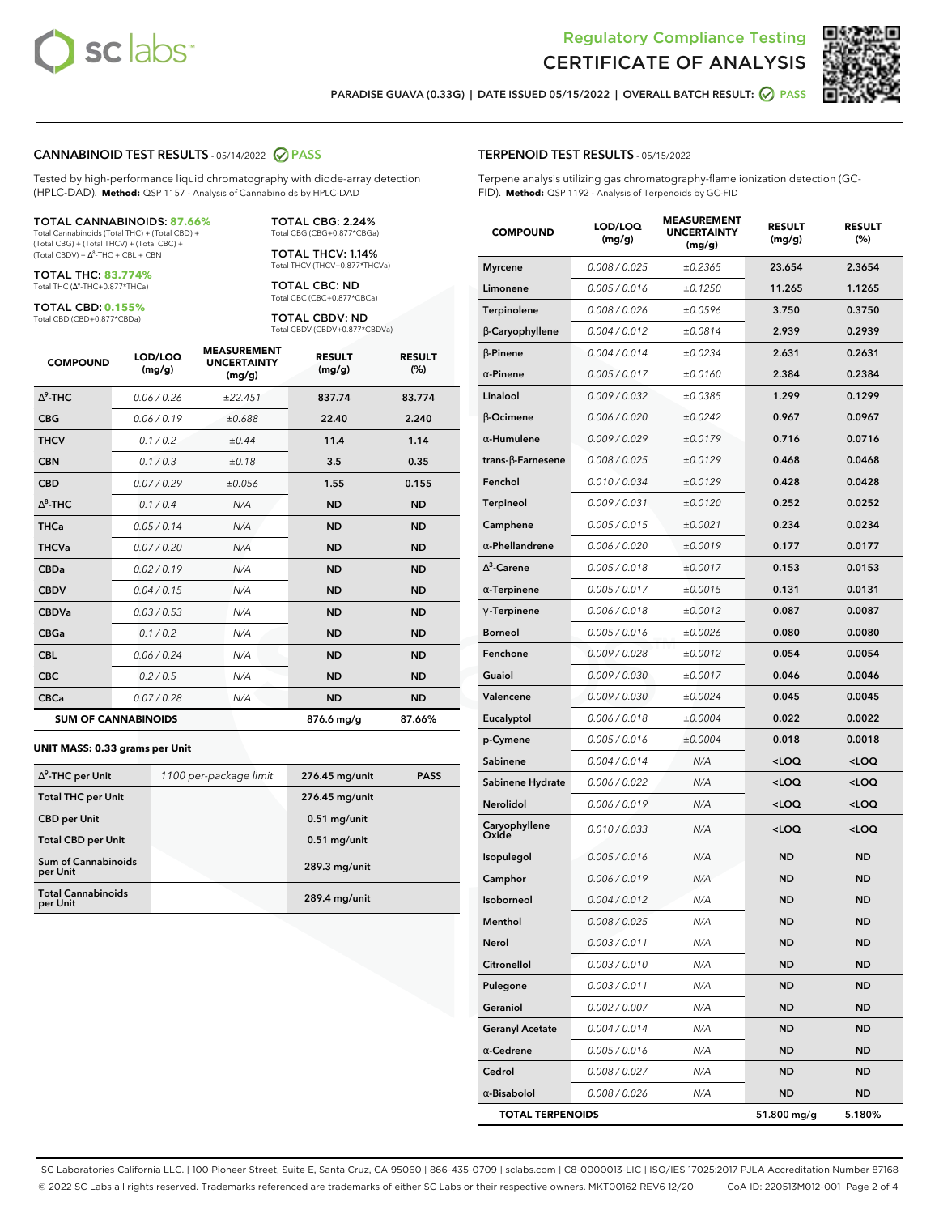Regulatory Compliance Testing
# CERTIFICATE OF ANALYSIS

PARADISE GUAVA (0.33G) | DATE ISSUED 05/15/2022 | OVERALL BATCH RESULT: PASS

## CANNABINOID TEST RESULTS - 05/14/2022 PASS

Tested by high-performance liquid chromatography with diode-array detection (HPLC-DAD). **Method:** QSP 1157 - Analysis of Cannabinoids by HPLC-DAD

**TOTAL CANNABINOIDS: 87.66%**
Total Cannabinoids (Total THC) + (Total CBD) + (Total CBG) + (Total THCV) + (Total CBC) + (Total CBDV) + $\Delta^8$-THC + CBL + CBN

**TOTAL THC: 83.774%**
Total THC ($\Delta^9$-THC+0.877*THCa)

**TOTAL CBD: 0.155%**
Total CBD (CBD+0.877*CBDa)

**TOTAL CBG: 2.24%**
Total CBG (CBG+0.877*CBGa)

**TOTAL THCV: 1.14%**
Total THCV (THCV+0.877*THCVa)

**TOTAL CBC: ND**
Total CBC (CBC+0.877*CBCa)

**TOTAL CBDV: ND**
Total CBDV (CBDV+0.877*CBDVa)

| COMPOUND | LOD/LOQ (mg/g) | MEASUREMENT UNCERTAINTY (mg/g) | RESULT (mg/g) | RESULT (%) |
|---|---|---|---|---|
| $\Delta^9$-THC | 0.06 / 0.26 | ±22.451 | 837.74 | 83.774 |
| CBG | 0.06 / 0.19 | ±0.688 | 22.40 | 2.240 |
| THCV | 0.1 / 0.2 | ±0.44 | 11.4 | 1.14 |
| CBN | 0.1 / 0.3 | ±0.18 | 3.5 | 0.35 |
| CBD | 0.07 / 0.29 | ±0.056 | 1.55 | 0.155 |
| $\Delta^8$-THC | 0.1 / 0.4 | N/A | ND | ND |
| THCa | 0.05 / 0.14 | N/A | ND | ND |
| THCVa | 0.07 / 0.20 | N/A | ND | ND |
| CBDa | 0.02 / 0.19 | N/A | ND | ND |
| CBDV | 0.04 / 0.15 | N/A | ND | ND |
| CBDVa | 0.03 / 0.53 | N/A | ND | ND |
| CBGa | 0.1 / 0.2 | N/A | ND | ND |
| CBL | 0.06 / 0.24 | N/A | ND | ND |
| CBC | 0.2 / 0.5 | N/A | ND | ND |
| CBCa | 0.07 / 0.28 | N/A | ND | ND |
| **SUM OF CANNABINOIDS** | | | 876.6 mg/g | 87.66% |

**UNIT MASS: 0.33 grams per Unit**

| | | | |
|---|---|---|---|
| $\Delta^9$-THC per Unit | 1100 per-package limit | 276.45 mg/unit | PASS |
| Total THC per Unit | | 276.45 mg/unit | |
| CBD per Unit | | 0.51 mg/unit | |
| Total CBD per Unit | | 0.51 mg/unit | |
| Sum of Cannabinoids per Unit | | 289.3 mg/unit | |
| Total Cannabinoids per Unit | | 289.4 mg/unit | |

## TERPENOID TEST RESULTS - 05/15/2022

Terpene analysis utilizing gas chromatography-flame ionization detection (GC-FID). **Method:** QSP 1192 - Analysis of Terpenoids by GC-FID

| COMPOUND | LOD/LOQ (mg/g) | MEASUREMENT UNCERTAINTY (mg/g) | RESULT (mg/g) | RESULT (%) |
|---|---|---|---|---|
| Myrcene | 0.008 / 0.025 | ±0.2365 | 23.654 | 2.3654 |
| Limonene | 0.005 / 0.016 | ±0.1250 | 11.265 | 1.1265 |
| Terpinolene | 0.008 / 0.026 | ±0.0596 | 3.750 | 0.3750 |
| β-Caryophyllene | 0.004 / 0.012 | ±0.0814 | 2.939 | 0.2939 |
| β-Pinene | 0.004 / 0.014 | ±0.0234 | 2.631 | 0.2631 |
| α-Pinene | 0.005 / 0.017 | ±0.0160 | 2.384 | 0.2384 |
| Linalool | 0.009 / 0.032 | ±0.0385 | 1.299 | 0.1299 |
| β-Ocimene | 0.006 / 0.020 | ±0.0242 | 0.967 | 0.0967 |
| α-Humulene | 0.009 / 0.029 | ±0.0179 | 0.716 | 0.0716 |
| trans-β-Farnesene | 0.008 / 0.025 | ±0.0129 | 0.468 | 0.0468 |
| Fenchol | 0.010 / 0.034 | ±0.0129 | 0.428 | 0.0428 |
| Terpineol | 0.009 / 0.031 | ±0.0120 | 0.252 | 0.0252 |
| Camphene | 0.005 / 0.015 | ±0.0021 | 0.234 | 0.0234 |
| α-Phellandrene | 0.006 / 0.020 | ±0.0019 | 0.177 | 0.0177 |
| $\Delta^3$-Carene | 0.005 / 0.018 | ±0.0017 | 0.153 | 0.0153 |
| α-Terpinene | 0.005 / 0.017 | ±0.0015 | 0.131 | 0.0131 |
| γ-Terpinene | 0.006 / 0.018 | ±0.0012 | 0.087 | 0.0087 |
| Borneol | 0.005 / 0.016 | ±0.0026 | 0.080 | 0.0080 |
| Fenchone | 0.009 / 0.028 | ±0.0012 | 0.054 | 0.0054 |
| Guaiol | 0.009 / 0.030 | ±0.0017 | 0.046 | 0.0046 |
| Valencene | 0.009 / 0.030 | ±0.0024 | 0.045 | 0.0045 |
| Eucalyptol | 0.006 / 0.018 | ±0.0004 | 0.022 | 0.0022 |
| p-Cymene | 0.005 / 0.016 | ±0.0004 | 0.018 | 0.0018 |
| Sabinene | 0.004 / 0.014 | N/A | <LOQ | <LOQ |
| Sabinene Hydrate | 0.006 / 0.022 | N/A | <LOQ | <LOQ |
| Nerolidol | 0.006 / 0.019 | N/A | <LOQ | <LOQ |
| Caryophyllene Oxide | 0.010 / 0.033 | N/A | <LOQ | <LOQ |
| Isopulegol | 0.005 / 0.016 | N/A | ND | ND |
| Camphor | 0.006 / 0.019 | N/A | ND | ND |
| Isoborneol | 0.004 / 0.012 | N/A | ND | ND |
| Menthol | 0.008 / 0.025 | N/A | ND | ND |
| Nerol | 0.003 / 0.011 | N/A | ND | ND |
| Citronellol | 0.003 / 0.010 | N/A | ND | ND |
| Pulegone | 0.003 / 0.011 | N/A | ND | ND |
| Geraniol | 0.002 / 0.007 | N/A | ND | ND |
| Geranyl Acetate | 0.004 / 0.014 | N/A | ND | ND |
| α-Cedrene | 0.005 / 0.016 | N/A | ND | ND |
| Cedrol | 0.008 / 0.027 | N/A | ND | ND |
| α-Bisabolol | 0.008 / 0.026 | N/A | ND | ND |
| **TOTAL TERPENOIDS** | | | 51.800 mg/g | 5.180% |

SC Laboratories California LLC. | 100 Pioneer Street, Suite E, Santa Cruz, CA 95060 | 866-435-0709 | sclabs.com | C8-0000013-LIC | ISO/IES 17025:2017 PJLA Accreditation Number 87168
© 2022 SC Labs all rights reserved. Trademarks referenced are trademarks of either SC Labs or their respective owners. MKT00162 REV6 12/20 CoA ID: 220513M012-001